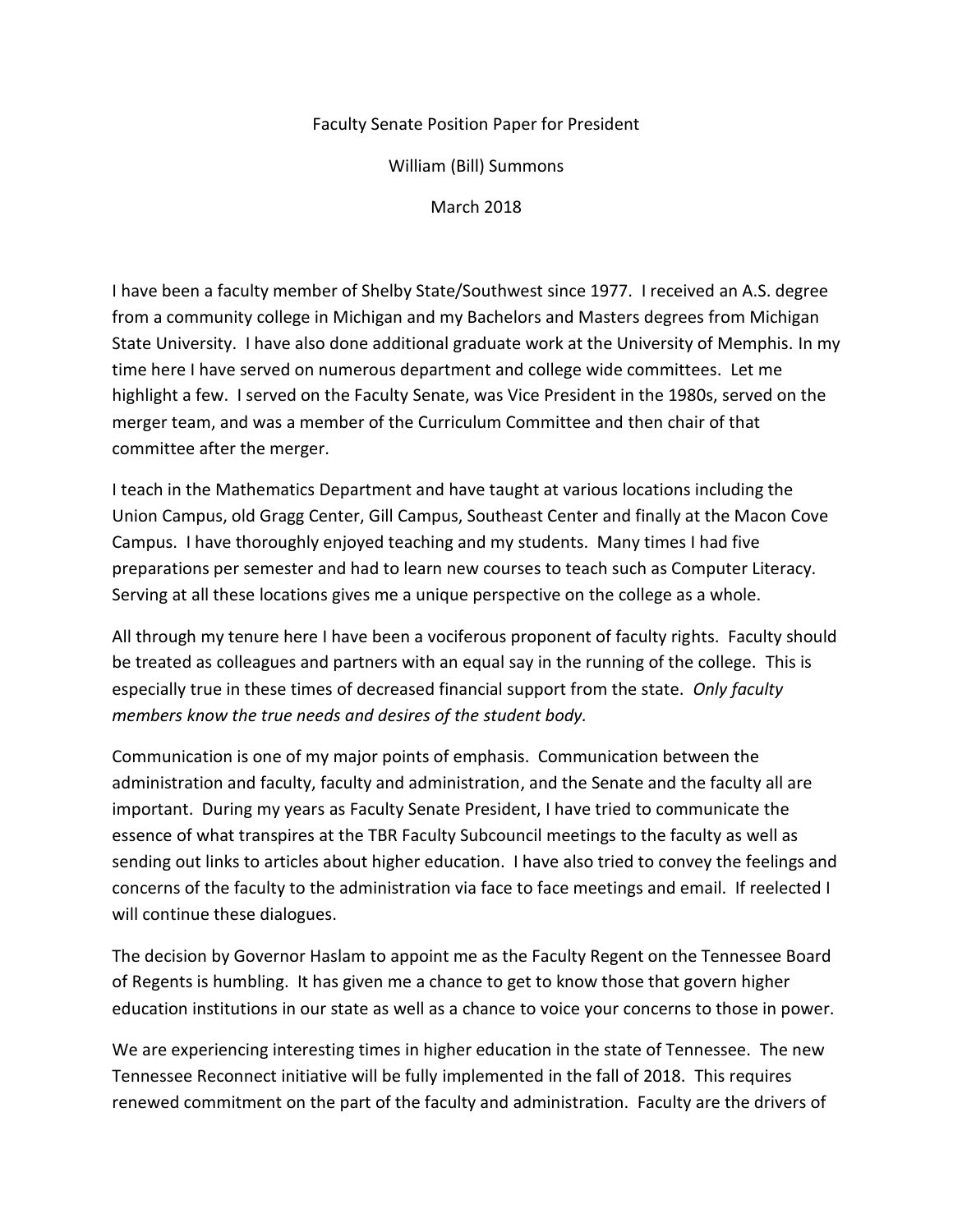Faculty Senate Position Paper for President

William (Bill) Summons

March 2018

I have been a faculty member of Shelby State/Southwest since 1977. I received an A.S. degree from a community college in Michigan and my Bachelors and Masters degrees from Michigan State University. I have also done additional graduate work at the University of Memphis. In my time here I have served on numerous department and college wide committees. Let me highlight a few. I served on the Faculty Senate, was Vice President in the 1980s, served on the merger team, and was a member of the Curriculum Committee and then chair of that committee after the merger.

I teach in the Mathematics Department and have taught at various locations including the Union Campus, old Gragg Center, Gill Campus, Southeast Center and finally at the Macon Cove Campus. I have thoroughly enjoyed teaching and my students. Many times I had five preparations per semester and had to learn new courses to teach such as Computer Literacy. Serving at all these locations gives me a unique perspective on the college as a whole.

All through my tenure here I have been a vociferous proponent of faculty rights. Faculty should be treated as colleagues and partners with an equal say in the running of the college. This is especially true in these times of decreased financial support from the state. *Only faculty members know the true needs and desires of the student body.*

Communication is one of my major points of emphasis. Communication between the administration and faculty, faculty and administration, and the Senate and the faculty all are important. During my years as Faculty Senate President, I have tried to communicate the essence of what transpires at the TBR Faculty Subcouncil meetings to the faculty as well as sending out links to articles about higher education. I have also tried to convey the feelings and concerns of the faculty to the administration via face to face meetings and email. If reelected I will continue these dialogues.

The decision by Governor Haslam to appoint me as the Faculty Regent on the Tennessee Board of Regents is humbling. It has given me a chance to get to know those that govern higher education institutions in our state as well as a chance to voice your concerns to those in power.

We are experiencing interesting times in higher education in the state of Tennessee. The new Tennessee Reconnect initiative will be fully implemented in the fall of 2018. This requires renewed commitment on the part of the faculty and administration. Faculty are the drivers of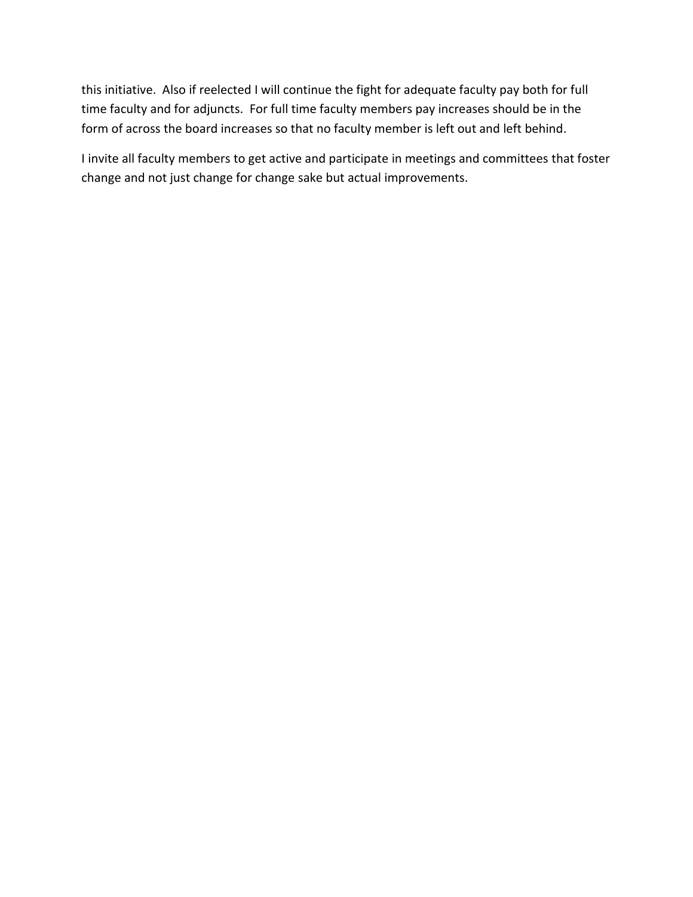this initiative. Also if reelected I will continue the fight for adequate faculty pay both for full time faculty and for adjuncts. For full time faculty members pay increases should be in the form of across the board increases so that no faculty member is left out and left behind.

I invite all faculty members to get active and participate in meetings and committees that foster change and not just change for change sake but actual improvements.